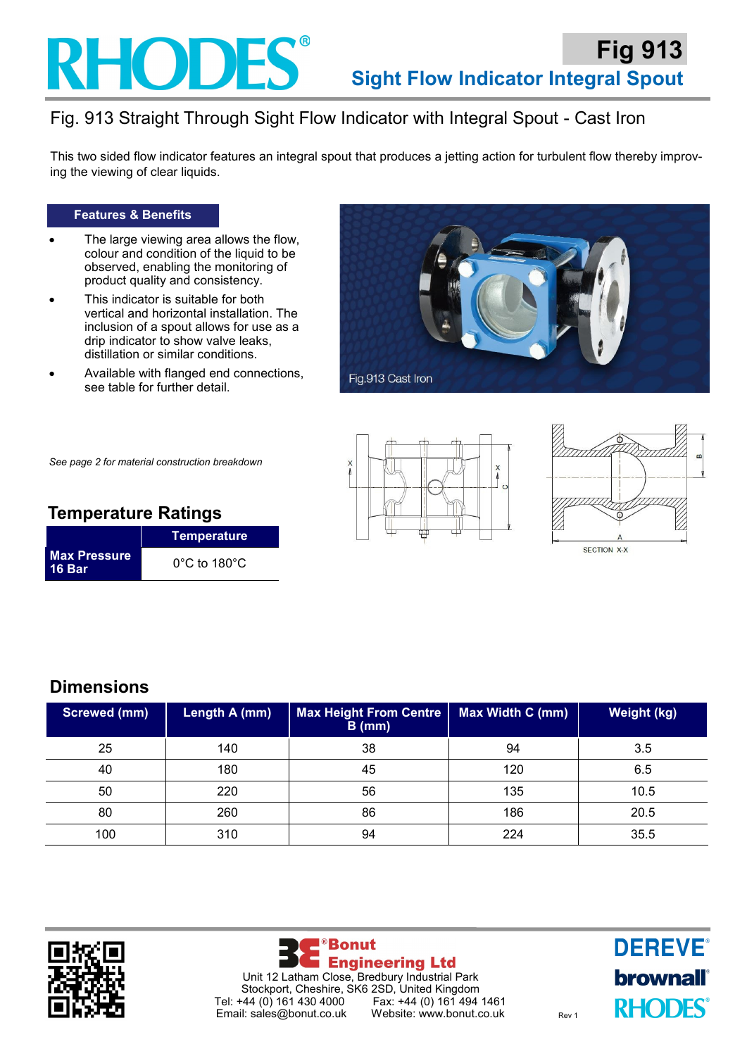# RHODES®

## Fig 913
## Sight Flow Indicator Integral Spout

# Fig. 913 Straight Through Sight Flow Indicator with Integral Spout - Cast Iron

This two sided flow indicator features an integral spout that produces a jetting action for turbulent flow thereby improving the viewing of clear liquids.

### Features & Benefits

- The large viewing area allows the flow, colour and condition of the liquid to be observed, enabling the monitoring of product quality and consistency.
- This indicator is suitable for both vertical and horizontal installation. The inclusion of a spout allows for use as a drip indicator to show valve leaks, distillation or similar conditions.
- Available with flanged end connections, see table for further detail.

Fig.913 Cast Iron

*See page 2 for material construction breakdown*

SECTION X-X

## Temperature Ratings

| | Temperature |
|---|---|
| **Max Pressure 16 Bar** | 0°C to 180°C |

## Dimensions

| Screwed (mm) | Length A (mm) | Max Height From Centre B (mm) | Max Width C (mm) | Weight (kg) |
|---|---|---|---|---|
| 25 | 140 | 38 | 94 | 3.5 |
| 40 | 180 | 45 | 120 | 6.5 |
| 50 | 220 | 56 | 135 | 10.5 |
| 80 | 260 | 86 | 186 | 20.5 |
| 100 | 310 | 94 | 224 | 35.5 |

**Bonut Engineering Ltd**
Unit 12 Latham Close, Bredbury Industrial Park
Stockport, Cheshire, SK6 2SD, United Kingdom
Tel: +44 (0) 161 430 4000 Fax: +44 (0) 161 494 1461
Email: sales@bonut.co.uk Website: www.bonut.co.uk

Rev 1

DEREVE® brownall® RHODES®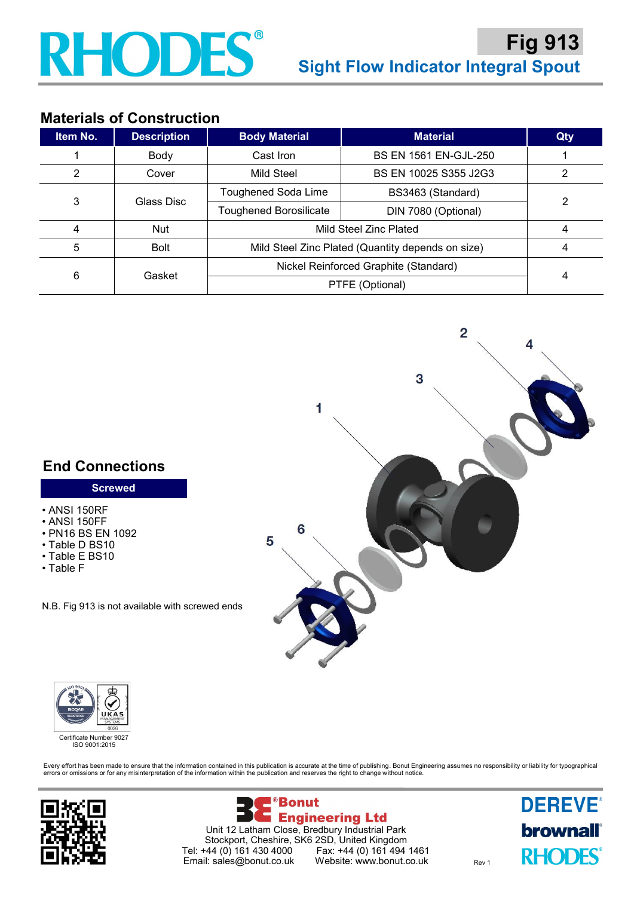# RHODES®

## Fig 913
## Sight Flow Indicator Integral Spout

## Materials of Construction

| Item No. | Description | Body Material | Material | Qty |
|---|---|---|---|---|
| 1 | Body | Cast Iron | BS EN 1561 EN-GJL-250 | 1 |
| 2 | Cover | Mild Steel | BS EN 10025 S355 J2G3 | 2 |
| 3 | Glass Disc | Toughened Soda Lime | BS3463 (Standard) | 2 |
| | | Toughened Borosilicate | DIN 7080 (Optional) | |
| 4 | Nut | Mild Steel Zinc Plated | | 4 |
| 5 | Bolt | Mild Steel Zinc Plated (Quantity depends on size) | | 4 |
| 6 | Gasket | Nickel Reinforced Graphite (Standard) | | 4 |
| | | PTFE (Optional) | | |

1
2
3
4
5
6

## End Connections

**Screwed**

- ANSI 150RF
- ANSI 150FF
- PN16 BS EN 1092
- Table D BS10
- Table E BS10
- Table F

N.B. Fig 913 is not available with screwed ends

Certificate Number 9027
ISO 9001:2015

Every effort has been made to ensure that the information contained in this publication is accurate at the time of publishing. Bonut Engineering assumes no responsibility or liability for typographical errors or omissions or for any misinterpretation of the information within the publication and reserves the right to change without notice.

**Bonut Engineering Ltd**
Unit 12 Latham Close, Bredbury Industrial Park
Stockport, Cheshire, SK6 2SD, United Kingdom
Tel: +44 (0) 161 430 4000 Fax: +44 (0) 161 494 1461
Email: sales@bonut.co.uk Website: www.bonut.co.uk

Rev 1

DEREVE® brownall® RHODES®